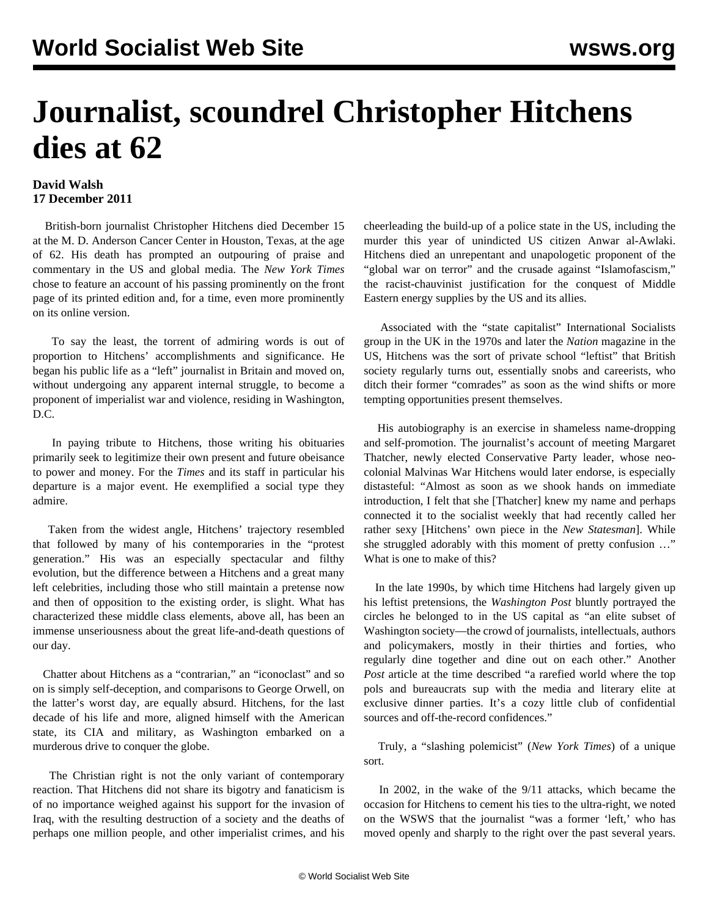# Journalist, scoundrel Christopher Hitchens dies at 62

**David Walsh**
**17 December 2011**

British-born journalist Christopher Hitchens died December 15 at the M. D. Anderson Cancer Center in Houston, Texas, at the age of 62. His death has prompted an outpouring of praise and commentary in the US and global media. The *New York Times* chose to feature an account of his passing prominently on the front page of its printed edition and, for a time, even more prominently on its online version.

To say the least, the torrent of admiring words is out of proportion to Hitchens' accomplishments and significance. He began his public life as a "left" journalist in Britain and moved on, without undergoing any apparent internal struggle, to become a proponent of imperialist war and violence, residing in Washington, D.C.

In paying tribute to Hitchens, those writing his obituaries primarily seek to legitimize their own present and future obeisance to power and money. For the *Times* and its staff in particular his departure is a major event. He exemplified a social type they admire.

Taken from the widest angle, Hitchens' trajectory resembled that followed by many of his contemporaries in the "protest generation." His was an especially spectacular and filthy evolution, but the difference between a Hitchens and a great many left celebrities, including those who still maintain a pretense now and then of opposition to the existing order, is slight. What has characterized these middle class elements, above all, has been an immense unseriousness about the great life-and-death questions of our day.

Chatter about Hitchens as a "contrarian," an "iconoclast" and so on is simply self-deception, and comparisons to George Orwell, on the latter's worst day, are equally absurd. Hitchens, for the last decade of his life and more, aligned himself with the American state, its CIA and military, as Washington embarked on a murderous drive to conquer the globe.

The Christian right is not the only variant of contemporary reaction. That Hitchens did not share its bigotry and fanaticism is of no importance weighed against his support for the invasion of Iraq, with the resulting destruction of a society and the deaths of perhaps one million people, and other imperialist crimes, and his cheerleading the build-up of a police state in the US, including the murder this year of unindicted US citizen Anwar al-Awlaki. Hitchens died an unrepentant and unapologetic proponent of the "global war on terror" and the crusade against "Islamofascism," the racist-chauvinist justification for the conquest of Middle Eastern energy supplies by the US and its allies.

Associated with the "state capitalist" International Socialists group in the UK in the 1970s and later the *Nation* magazine in the US, Hitchens was the sort of private school "leftist" that British society regularly turns out, essentially snobs and careerists, who ditch their former "comrades" as soon as the wind shifts or more tempting opportunities present themselves.

His autobiography is an exercise in shameless name-dropping and self-promotion. The journalist's account of meeting Margaret Thatcher, newly elected Conservative Party leader, whose neo-colonial Malvinas War Hitchens would later endorse, is especially distasteful: "Almost as soon as we shook hands on immediate introduction, I felt that she [Thatcher] knew my name and perhaps connected it to the socialist weekly that had recently called her rather sexy [Hitchens' own piece in the *New Statesman*]. While she struggled adorably with this moment of pretty confusion …" What is one to make of this?

In the late 1990s, by which time Hitchens had largely given up his leftist pretensions, the *Washington Post* bluntly portrayed the circles he belonged to in the US capital as "an elite subset of Washington society—the crowd of journalists, intellectuals, authors and policymakers, mostly in their thirties and forties, who regularly dine together and dine out on each other." Another *Post* article at the time described "a rarefied world where the top pols and bureaucrats sup with the media and literary elite at exclusive dinner parties. It's a cozy little club of confidential sources and off-the-record confidences."

Truly, a "slashing polemicist" (*New York Times*) of a unique sort.

In 2002, in the wake of the 9/11 attacks, which became the occasion for Hitchens to cement his ties to the ultra-right, we noted on the WSWS that the journalist "was a former 'left,' who has moved openly and sharply to the right over the past several years.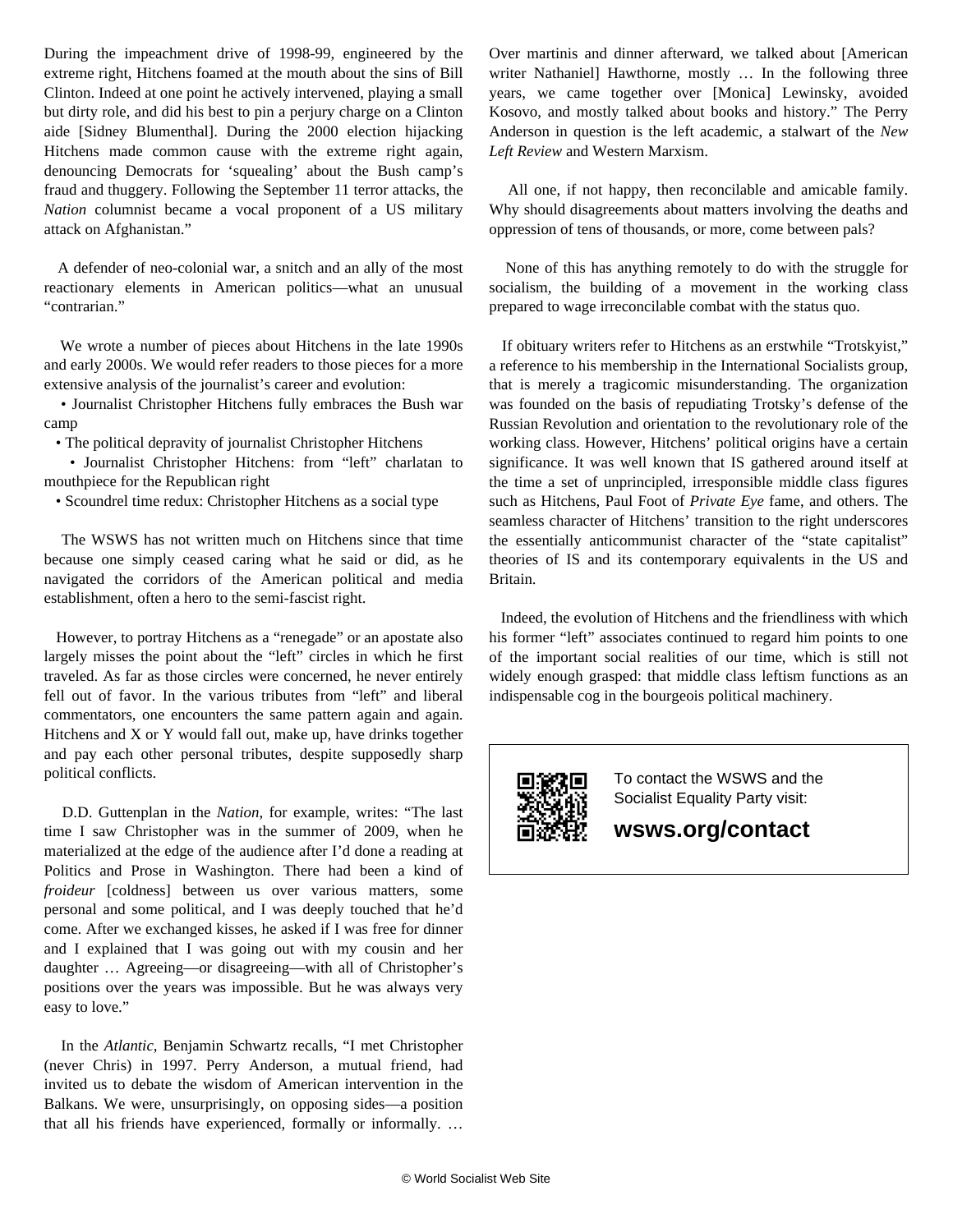During the impeachment drive of 1998-99, engineered by the extreme right, Hitchens foamed at the mouth about the sins of Bill Clinton. Indeed at one point he actively intervened, playing a small but dirty role, and did his best to pin a perjury charge on a Clinton aide [Sidney Blumenthal]. During the 2000 election hijacking Hitchens made common cause with the extreme right again, denouncing Democrats for 'squealing' about the Bush camp's fraud and thuggery. Following the September 11 terror attacks, the *Nation* columnist became a vocal proponent of a US military attack on Afghanistan."

A defender of neo-colonial war, a snitch and an ally of the most reactionary elements in American politics—what an unusual "contrarian."

We wrote a number of pieces about Hitchens in the late 1990s and early 2000s. We would refer readers to those pieces for a more extensive analysis of the journalist's career and evolution:

• Journalist Christopher Hitchens fully embraces the Bush war camp

• The political depravity of journalist Christopher Hitchens

• Journalist Christopher Hitchens: from "left" charlatan to mouthpiece for the Republican right

• Scoundrel time redux: Christopher Hitchens as a social type

The WSWS has not written much on Hitchens since that time because one simply ceased caring what he said or did, as he navigated the corridors of the American political and media establishment, often a hero to the semi-fascist right.

However, to portray Hitchens as a "renegade" or an apostate also largely misses the point about the "left" circles in which he first traveled. As far as those circles were concerned, he never entirely fell out of favor. In the various tributes from "left" and liberal commentators, one encounters the same pattern again and again. Hitchens and X or Y would fall out, make up, have drinks together and pay each other personal tributes, despite supposedly sharp political conflicts.

D.D. Guttenplan in the *Nation*, for example, writes: "The last time I saw Christopher was in the summer of 2009, when he materialized at the edge of the audience after I'd done a reading at Politics and Prose in Washington. There had been a kind of *froideur* [coldness] between us over various matters, some personal and some political, and I was deeply touched that he'd come. After we exchanged kisses, he asked if I was free for dinner and I explained that I was going out with my cousin and her daughter … Agreeing—or disagreeing—with all of Christopher's positions over the years was impossible. But he was always very easy to love."

In the *Atlantic*, Benjamin Schwartz recalls, "I met Christopher (never Chris) in 1997. Perry Anderson, a mutual friend, had invited us to debate the wisdom of American intervention in the Balkans. We were, unsurprisingly, on opposing sides—a position that all his friends have experienced, formally or informally. … Over martinis and dinner afterward, we talked about [American writer Nathaniel] Hawthorne, mostly … In the following three years, we came together over [Monica] Lewinsky, avoided Kosovo, and mostly talked about books and history." The Perry Anderson in question is the left academic, a stalwart of the *New Left Review* and Western Marxism.

All one, if not happy, then reconcilable and amicable family. Why should disagreements about matters involving the deaths and oppression of tens of thousands, or more, come between pals?

None of this has anything remotely to do with the struggle for socialism, the building of a movement in the working class prepared to wage irreconcilable combat with the status quo.

If obituary writers refer to Hitchens as an erstwhile "Trotskyist," a reference to his membership in the International Socialists group, that is merely a tragicomic misunderstanding. The organization was founded on the basis of repudiating Trotsky's defense of the Russian Revolution and orientation to the revolutionary role of the working class. However, Hitchens' political origins have a certain significance. It was well known that IS gathered around itself at the time a set of unprincipled, irresponsible middle class figures such as Hitchens, Paul Foot of *Private Eye* fame, and others. The seamless character of Hitchens' transition to the right underscores the essentially anticommunist character of the "state capitalist" theories of IS and its contemporary equivalents in the US and Britain.

Indeed, the evolution of Hitchens and the friendliness with which his former "left" associates continued to regard him points to one of the important social realities of our time, which is still not widely enough grasped: that middle class leftism functions as an indispensable cog in the bourgeois political machinery.

To contact the WSWS and the Socialist Equality Party visit:

**wsws.org/contact**